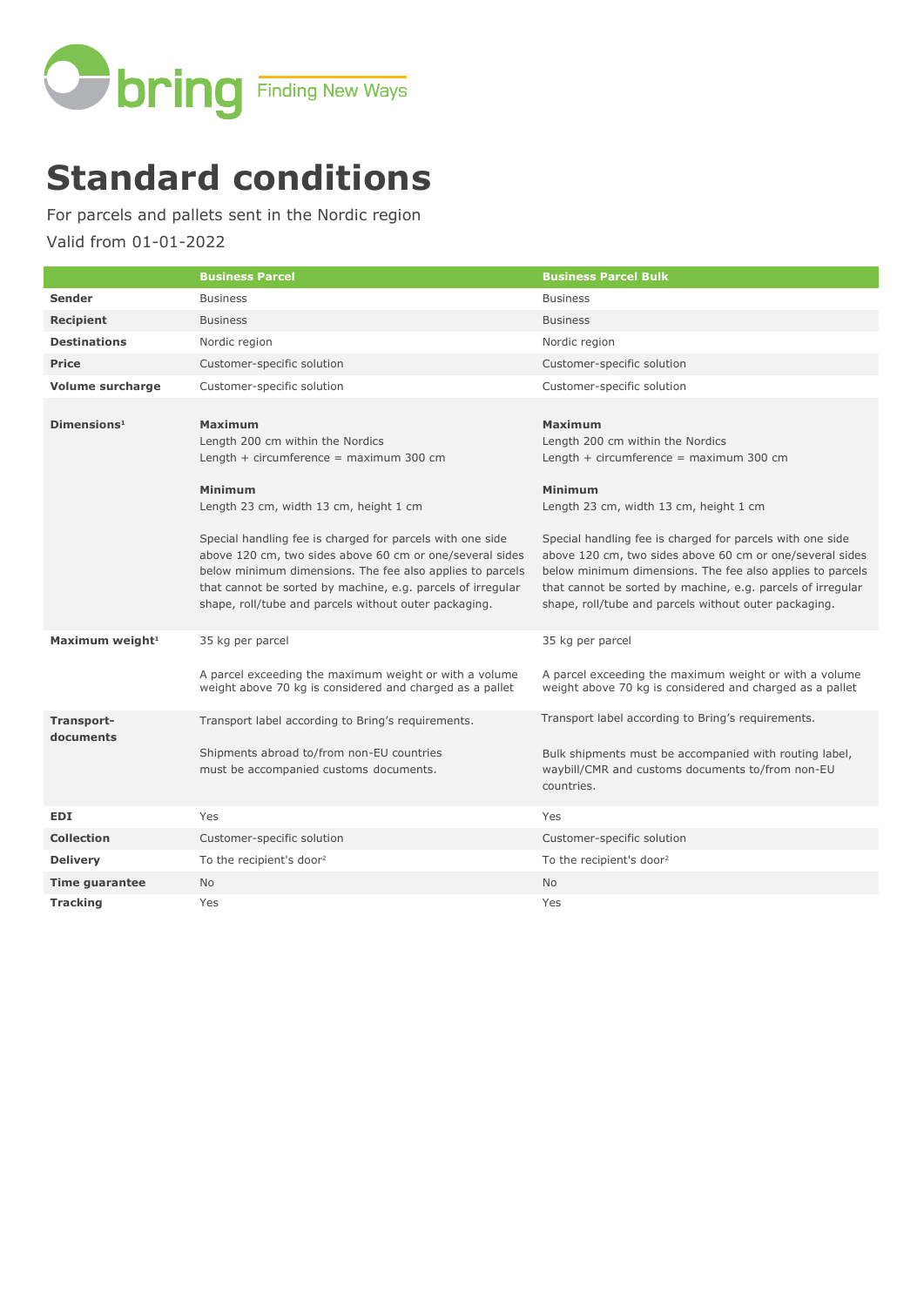bring Finding New Ways

# Standard conditions

For parcels and pallets sent in the Nordic region

Valid from 01-01-2022

| | Business Parcel | Business Parcel Bulk |
|---|---|---|
| **Sender** | Business | Business |
| **Recipient** | Business | Business |
| **Destinations** | Nordic region | Nordic region |
| **Price** | Customer-specific solution | Customer-specific solution |
| **Volume surcharge** | Customer-specific solution | Customer-specific solution |
| **Dimensions**[1] | **Maximum**<br>Length 200 cm within the Nordics<br>Length + circumference = maximum 300 cm<br><br>**Minimum**<br>Length 23 cm, width 13 cm, height 1 cm<br><br>Special handling fee is charged for parcels with one side above 120 cm, two sides above 60 cm or one/several sides below minimum dimensions. The fee also applies to parcels that cannot be sorted by machine, e.g. parcels of irregular shape, roll/tube and parcels without outer packaging. | **Maximum**<br>Length 200 cm within the Nordics<br>Length + circumference = maximum 300 cm<br><br>**Minimum**<br>Length 23 cm, width 13 cm, height 1 cm<br><br>Special handling fee is charged for parcels with one side above 120 cm, two sides above 60 cm or one/several sides below minimum dimensions. The fee also applies to parcels that cannot be sorted by machine, e.g. parcels of irregular shape, roll/tube and parcels without outer packaging. |
| **Maximum weight**[1] | 35 kg per parcel<br><br>A parcel exceeding the maximum weight or with a volume weight above 70 kg is considered and charged as a pallet | 35 kg per parcel<br><br>A parcel exceeding the maximum weight or with a volume weight above 70 kg is considered and charged as a pallet |
| **Transport-documents** | Transport label according to Bring's requirements.<br><br>Shipments abroad to/from non-EU countries must be accompanied customs documents. | Transport label according to Bring's requirements.<br><br>Bulk shipments must be accompanied with routing label, waybill/CMR and customs documents to/from non-EU countries. |
| **EDI** | Yes | Yes |
| **Collection** | Customer-specific solution | Customer-specific solution |
| **Delivery** | To the recipient's door[2] | To the recipient's door[2] |
| **Time guarantee** | No | No |
| **Tracking** | Yes | Yes |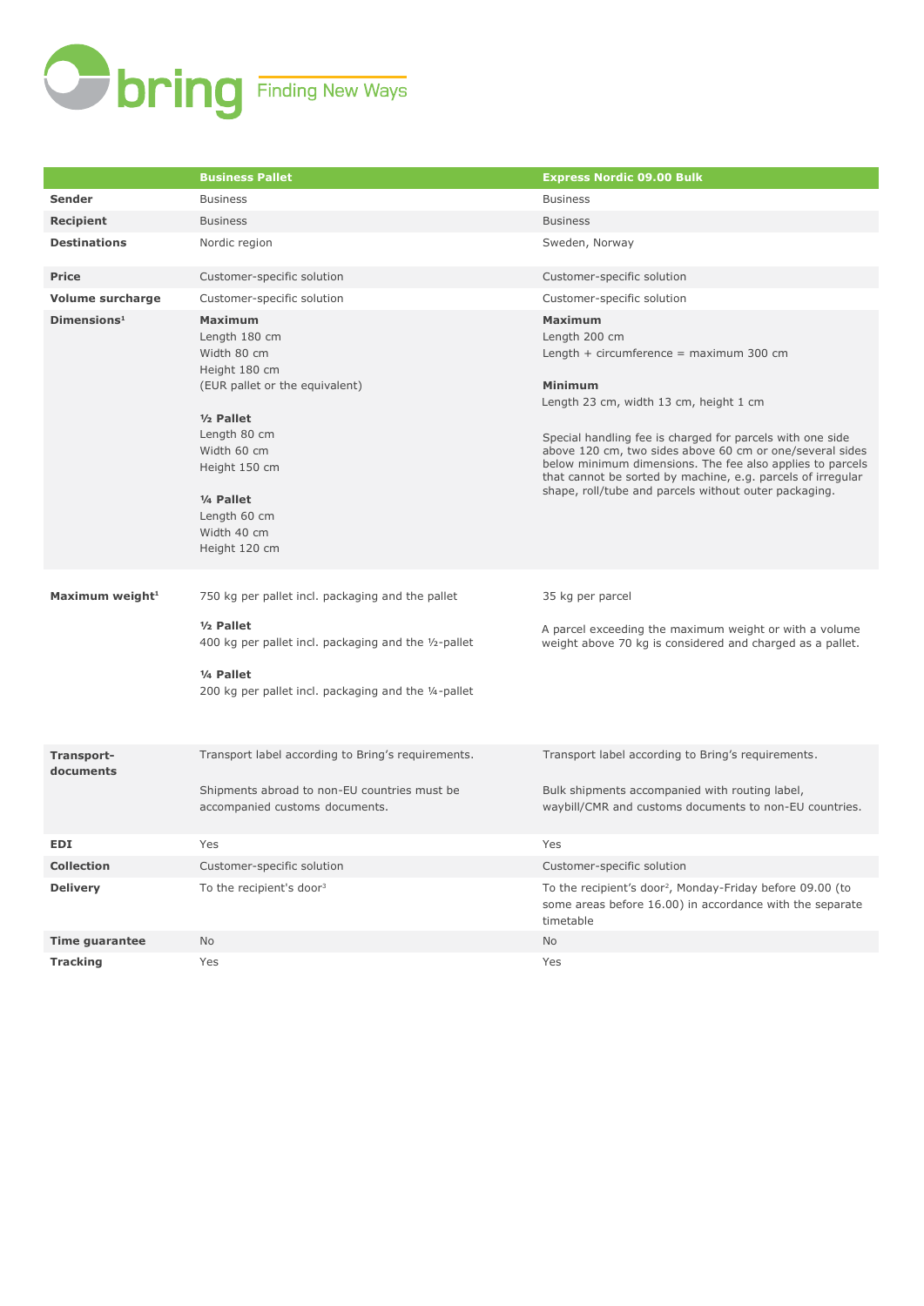| | Business Pallet | Express Nordic 09.00 Bulk |
|---|---|---|
| **Sender** | Business | Business |
| **Recipient** | Business | Business |
| **Destinations** | Nordic region | Sweden, Norway |
| **Price** | Customer-specific solution | Customer-specific solution |
| **Volume surcharge** | Customer-specific solution | Customer-specific solution |
| **Dimensions**[1] | **Maximum**<br>Length 180 cm<br>Width 80 cm<br>Height 180 cm<br>(EUR pallet or the equivalent)<br><br>**½ Pallet**<br>Length 80 cm<br>Width 60 cm<br>Height 150 cm<br><br>**¼ Pallet**<br>Length 60 cm<br>Width 40 cm<br>Height 120 cm | **Maximum**<br>Length 200 cm<br>Length + circumference = maximum 300 cm<br><br>**Minimum**<br>Length 23 cm, width 13 cm, height 1 cm<br><br>Special handling fee is charged for parcels with one side above 120 cm, two sides above 60 cm or one/several sides below minimum dimensions. The fee also applies to parcels that cannot be sorted by machine, e.g. parcels of irregular shape, roll/tube and parcels without outer packaging. |
| **Maximum weight**[1] | 750 kg per pallet incl. packaging and the pallet<br><br>**½ Pallet**<br>400 kg per pallet incl. packaging and the ½-pallet<br><br>**¼ Pallet**<br>200 kg per pallet incl. packaging and the ¼-pallet | 35 kg per parcel<br><br>A parcel exceeding the maximum weight or with a volume weight above 70 kg is considered and charged as a pallet. |
| **Transport-documents** | Transport label according to Bring's requirements.<br><br>Shipments abroad to non-EU countries must be accompanied customs documents. | Transport label according to Bring's requirements.<br><br>Bulk shipments accompanied with routing label, waybill/CMR and customs documents to non-EU countries. |
| **EDI** | Yes | Yes |
| **Collection** | Customer-specific solution | Customer-specific solution |
| **Delivery** | To the recipient's door[3] | To the recipient's door[2], Monday-Friday before 09.00 (to some areas before 16.00) in accordance with the separate timetable |
| **Time guarantee** | No | No |
| **Tracking** | Yes | Yes |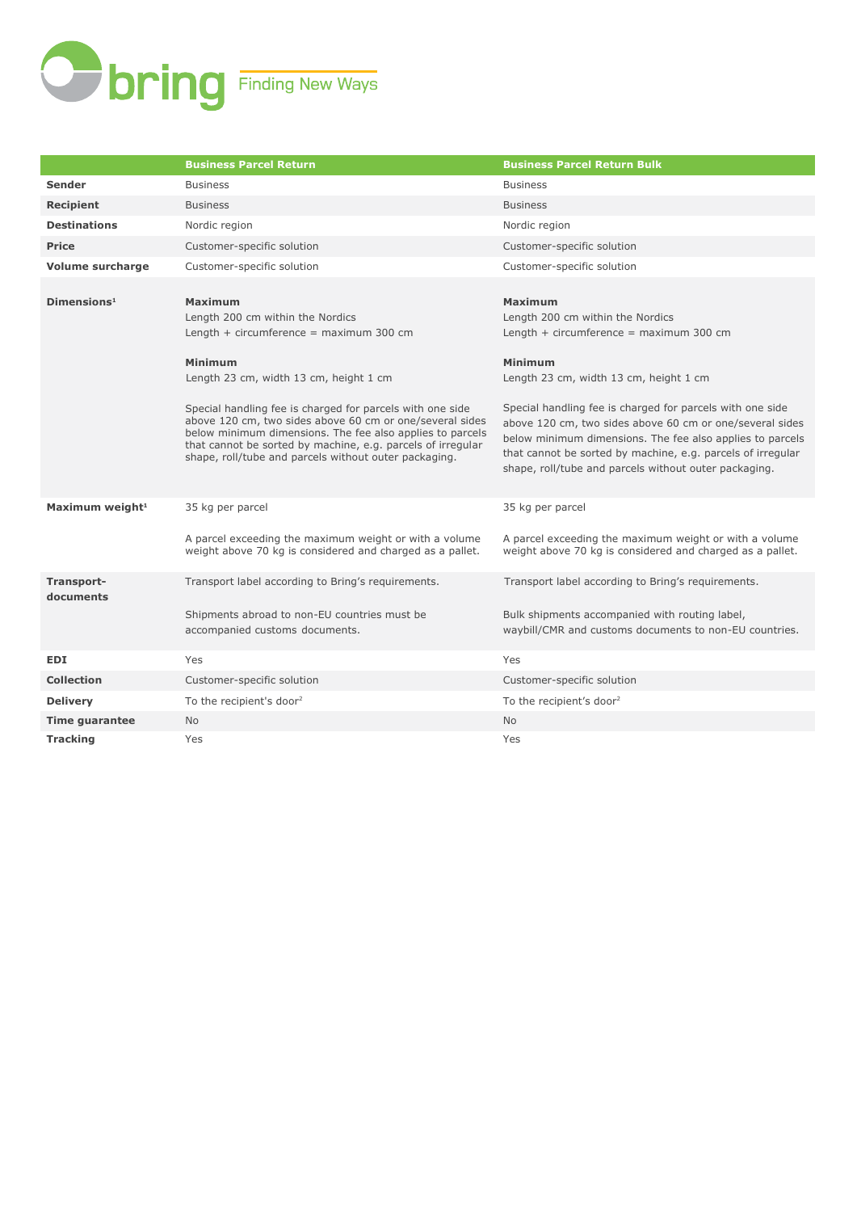| | Business Parcel Return | Business Parcel Return Bulk |
|---|---|---|
| **Sender** | Business | Business |
| **Recipient** | Business | Business |
| **Destinations** | Nordic region | Nordic region |
| **Price** | Customer-specific solution | Customer-specific solution |
| **Volume surcharge** | Customer-specific solution | Customer-specific solution |
| **Dimensions**[1] | **Maximum**<br>Length 200 cm within the Nordics<br>Length + circumference = maximum 300 cm<br><br>**Minimum**<br>Length 23 cm, width 13 cm, height 1 cm<br><br>Special handling fee is charged for parcels with one side above 120 cm, two sides above 60 cm or one/several sides below minimum dimensions. The fee also applies to parcels that cannot be sorted by machine, e.g. parcels of irregular shape, roll/tube and parcels without outer packaging. | **Maximum**<br>Length 200 cm within the Nordics<br>Length + circumference = maximum 300 cm<br><br>**Minimum**<br>Length 23 cm, width 13 cm, height 1 cm<br><br>Special handling fee is charged for parcels with one side above 120 cm, two sides above 60 cm or one/several sides below minimum dimensions. The fee also applies to parcels that cannot be sorted by machine, e.g. parcels of irregular shape, roll/tube and parcels without outer packaging. |
| **Maximum weight**[1] | 35 kg per parcel<br><br>A parcel exceeding the maximum weight or with a volume weight above 70 kg is considered and charged as a pallet. | 35 kg per parcel<br><br>A parcel exceeding the maximum weight or with a volume weight above 70 kg is considered and charged as a pallet. |
| **Transport-documents** | Transport label according to Bring's requirements.<br><br>Shipments abroad to non-EU countries must be accompanied customs documents. | Transport label according to Bring's requirements.<br><br>Bulk shipments accompanied with routing label, waybill/CMR and customs documents to non-EU countries. |
| **EDI** | Yes | Yes |
| **Collection** | Customer-specific solution | Customer-specific solution |
| **Delivery** | To the recipient's door[2] | To the recipient's door[2] |
| **Time guarantee** | No | No |
| **Tracking** | Yes | Yes |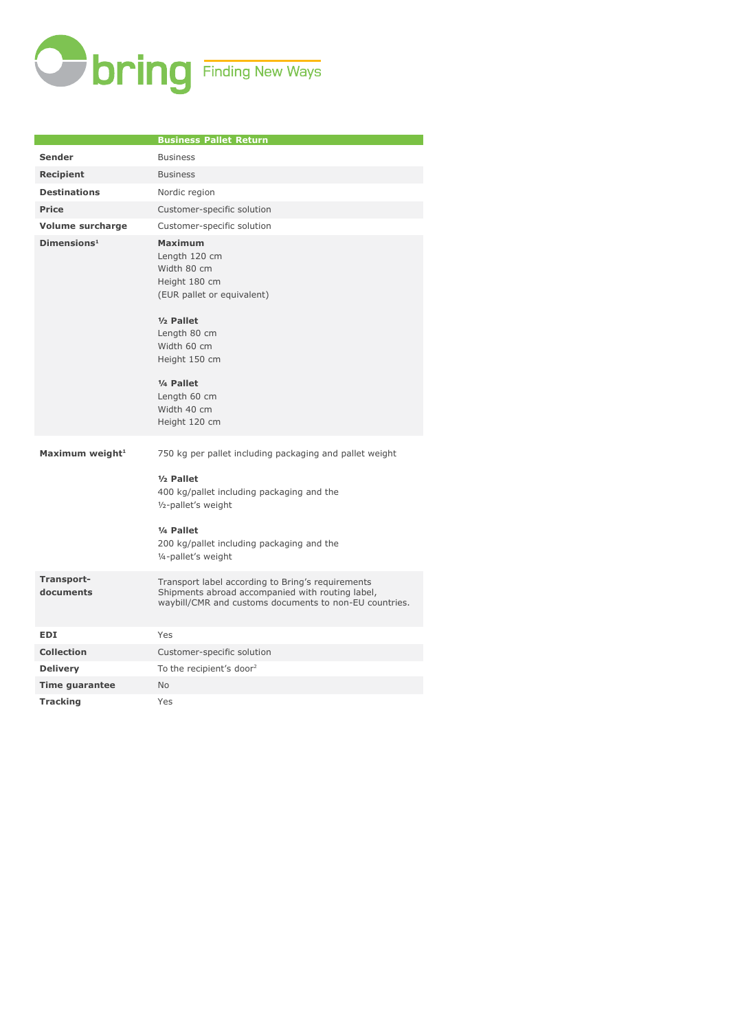| | Business Pallet Return |
|---|---|
| **Sender** | Business |
| **Recipient** | Business |
| **Destinations** | Nordic region |
| **Price** | Customer-specific solution |
| **Volume surcharge** | Customer-specific solution |
| **Dimensions**[1] | **Maximum**<br>Length 120 cm<br>Width 80 cm<br>Height 180 cm<br>(EUR pallet or equivalent)<br><br>**½ Pallet**<br>Length 80 cm<br>Width 60 cm<br>Height 150 cm<br><br>**¼ Pallet**<br>Length 60 cm<br>Width 40 cm<br>Height 120 cm |
| **Maximum weight**[1] | 750 kg per pallet including packaging and pallet weight<br><br>**½ Pallet**<br>400 kg/pallet including packaging and the ½-pallet's weight<br><br>**¼ Pallet**<br>200 kg/pallet including packaging and the ¼-pallet's weight |
| **Transport-documents** | Transport label according to Bring's requirements<br>Shipments abroad accompanied with routing label, waybill/CMR and customs documents to non-EU countries. |
| **EDI** | Yes |
| **Collection** | Customer-specific solution |
| **Delivery** | To the recipient's door[2] |
| **Time guarantee** | No |
| **Tracking** | Yes |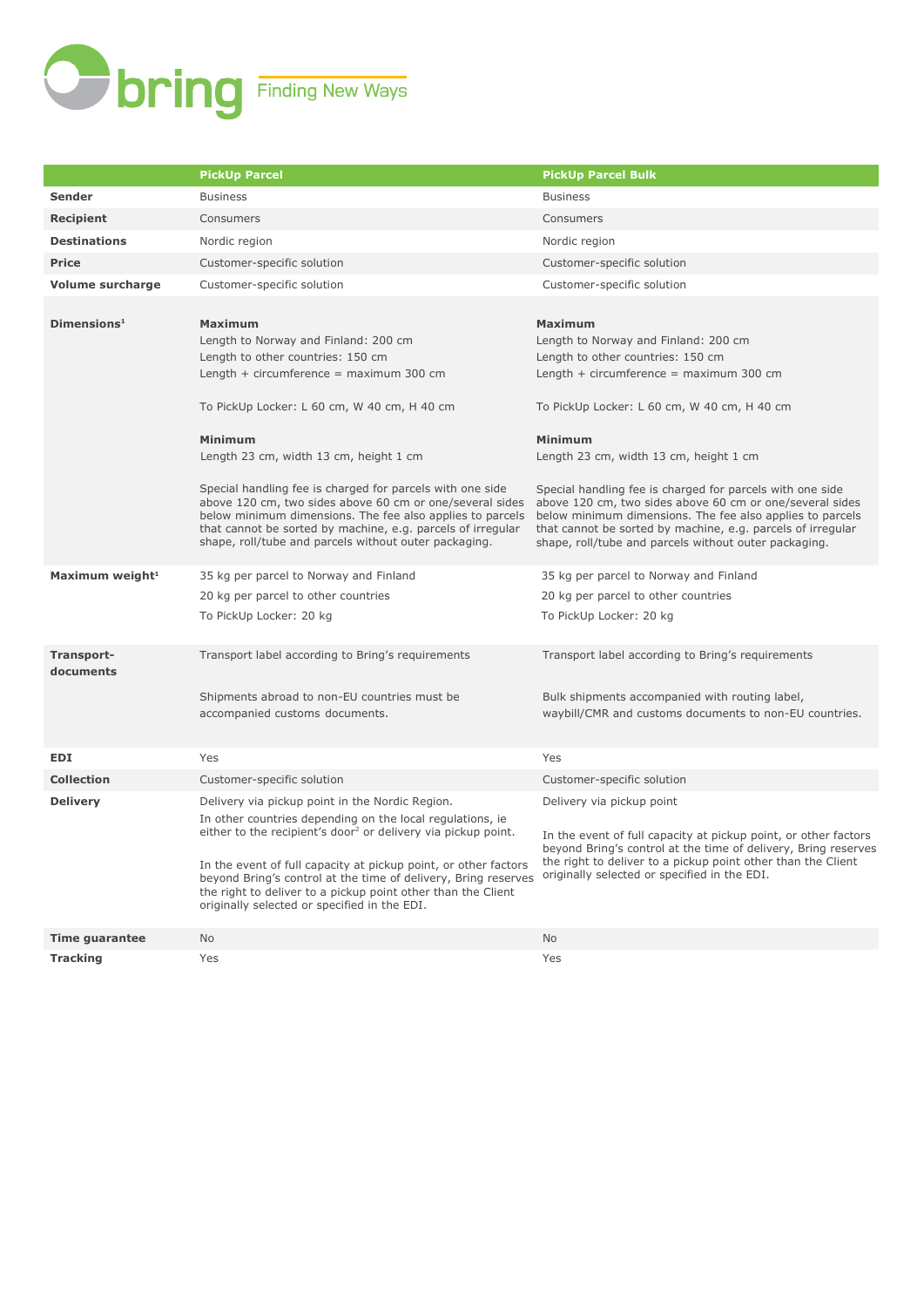| | PickUp Parcel | PickUp Parcel Bulk |
|---|---|---|
| **Sender** | Business | Business |
| **Recipient** | Consumers | Consumers |
| **Destinations** | Nordic region | Nordic region |
| **Price** | Customer-specific solution | Customer-specific solution |
| **Volume surcharge** | Customer-specific solution | Customer-specific solution |
| **Dimensions**[1] | **Maximum**<br>Length to Norway and Finland: 200 cm<br>Length to other countries: 150 cm<br>Length + circumference = maximum 300 cm<br><br>To PickUp Locker: L 60 cm, W 40 cm, H 40 cm<br><br>**Minimum**<br>Length 23 cm, width 13 cm, height 1 cm<br><br>Special handling fee is charged for parcels with one side above 120 cm, two sides above 60 cm or one/several sides below minimum dimensions. The fee also applies to parcels that cannot be sorted by machine, e.g. parcels of irregular shape, roll/tube and parcels without outer packaging. | **Maximum**<br>Length to Norway and Finland: 200 cm<br>Length to other countries: 150 cm<br>Length + circumference = maximum 300 cm<br><br>To PickUp Locker: L 60 cm, W 40 cm, H 40 cm<br><br>**Minimum**<br>Length 23 cm, width 13 cm, height 1 cm<br><br>Special handling fee is charged for parcels with one side above 120 cm, two sides above 60 cm or one/several sides below minimum dimensions. The fee also applies to parcels that cannot be sorted by machine, e.g. parcels of irregular shape, roll/tube and parcels without outer packaging. |
| **Maximum weight**[1] | 35 kg per parcel to Norway and Finland<br>20 kg per parcel to other countries<br>To PickUp Locker: 20 kg | 35 kg per parcel to Norway and Finland<br>20 kg per parcel to other countries<br>To PickUp Locker: 20 kg |
| **Transport-documents** | Transport label according to Bring's requirements<br><br>Shipments abroad to non-EU countries must be accompanied customs documents. | Transport label according to Bring's requirements<br><br>Bulk shipments accompanied with routing label, waybill/CMR and customs documents to non-EU countries. |
| **EDI** | Yes | Yes |
| **Collection** | Customer-specific solution | Customer-specific solution |
| **Delivery** | Delivery via pickup point in the Nordic Region.<br>In other countries depending on the local regulations, ie either to the recipient's door[2] or delivery via pickup point.<br><br>In the event of full capacity at pickup point, or other factors beyond Bring's control at the time of delivery, Bring reserves the right to deliver to a pickup point other than the Client originally selected or specified in the EDI. | Delivery via pickup point<br><br>In the event of full capacity at pickup point, or other factors beyond Bring's control at the time of delivery, Bring reserves the right to deliver to a pickup point other than the Client originally selected or specified in the EDI. |
| **Time guarantee** | No | No |
| **Tracking** | Yes | Yes |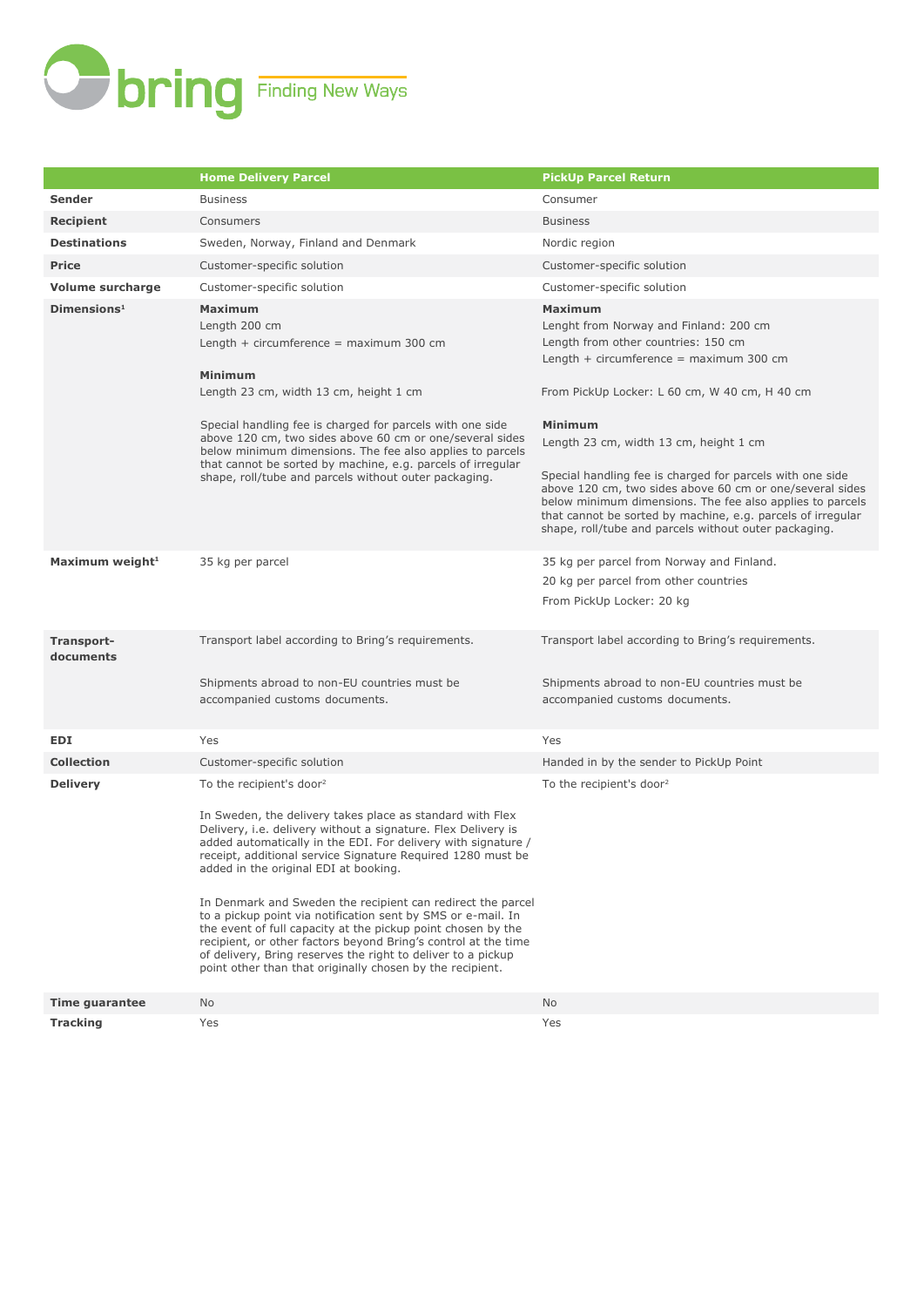| | Home Delivery Parcel | PickUp Parcel Return |
|---|---|---|
| **Sender** | Business | Consumer |
| **Recipient** | Consumers | Business |
| **Destinations** | Sweden, Norway, Finland and Denmark | Nordic region |
| **Price** | Customer-specific solution | Customer-specific solution |
| **Volume surcharge** | Customer-specific solution | Customer-specific solution |
| **Dimensions**[1] | **Maximum**<br>Length 200 cm<br>Length + circumference = maximum 300 cm<br><br>**Minimum**<br>Length 23 cm, width 13 cm, height 1 cm<br><br>Special handling fee is charged for parcels with one side above 120 cm, two sides above 60 cm or one/several sides below minimum dimensions. The fee also applies to parcels that cannot be sorted by machine, e.g. parcels of irregular shape, roll/tube and parcels without outer packaging. | **Maximum**<br>Lenght from Norway and Finland: 200 cm<br>Length from other countries: 150 cm<br>Length + circumference = maximum 300 cm<br><br>From PickUp Locker: L 60 cm, W 40 cm, H 40 cm<br><br>**Minimum**<br>Length 23 cm, width 13 cm, height 1 cm<br><br>Special handling fee is charged for parcels with one side above 120 cm, two sides above 60 cm or one/several sides below minimum dimensions. The fee also applies to parcels that cannot be sorted by machine, e.g. parcels of irregular shape, roll/tube and parcels without outer packaging. |
| **Maximum weight**[1] | 35 kg per parcel | 35 kg per parcel from Norway and Finland.<br>20 kg per parcel from other countries<br>From PickUp Locker: 20 kg |
| **Transport-documents** | Transport label according to Bring's requirements.<br><br>Shipments abroad to non-EU countries must be accompanied customs documents. | Transport label according to Bring's requirements.<br><br>Shipments abroad to non-EU countries must be accompanied customs documents. |
| **EDI** | Yes | Yes |
| **Collection** | Customer-specific solution | Handed in by the sender to PickUp Point |
| **Delivery** | To the recipient's door[2]<br><br>In Sweden, the delivery takes place as standard with Flex Delivery, i.e. delivery without a signature. Flex Delivery is added automatically in the EDI. For delivery with signature / receipt, additional service Signature Required 1280 must be added in the original EDI at booking.<br><br>In Denmark and Sweden the recipient can redirect the parcel to a pickup point via notification sent by SMS or e-mail. In the event of full capacity at the pickup point chosen by the recipient, or other factors beyond Bring's control at the time of delivery, Bring reserves the right to deliver to a pickup point other than that originally chosen by the recipient. | To the recipient's door[2] |
| **Time guarantee** | No | No |
| **Tracking** | Yes | Yes |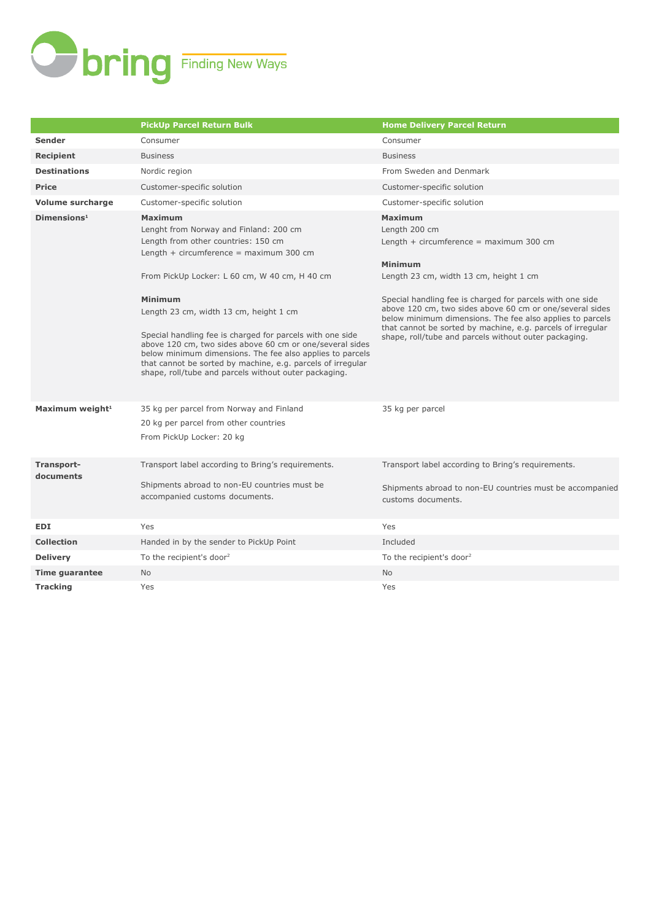| | PickUp Parcel Return Bulk | Home Delivery Parcel Return |
|---|---|---|
| **Sender** | Consumer | Consumer |
| **Recipient** | Business | Business |
| **Destinations** | Nordic region | From Sweden and Denmark |
| **Price** | Customer-specific solution | Customer-specific solution |
| **Volume surcharge** | Customer-specific solution | Customer-specific solution |
| **Dimensions**[1] | **Maximum**<br>Lenght from Norway and Finland: 200 cm<br>Length from other countries: 150 cm<br>Length + circumference = maximum 300 cm<br><br>From PickUp Locker: L 60 cm, W 40 cm, H 40 cm<br><br>**Minimum**<br>Length 23 cm, width 13 cm, height 1 cm<br><br>Special handling fee is charged for parcels with one side above 120 cm, two sides above 60 cm or one/several sides below minimum dimensions. The fee also applies to parcels that cannot be sorted by machine, e.g. parcels of irregular shape, roll/tube and parcels without outer packaging. | **Maximum**<br>Length 200 cm<br>Length + circumference = maximum 300 cm<br><br>**Minimum**<br>Length 23 cm, width 13 cm, height 1 cm<br><br>Special handling fee is charged for parcels with one side above 120 cm, two sides above 60 cm or one/several sides below minimum dimensions. The fee also applies to parcels that cannot be sorted by machine, e.g. parcels of irregular shape, roll/tube and parcels without outer packaging. |
| **Maximum weight**[1] | 35 kg per parcel from Norway and Finland<br>20 kg per parcel from other countries<br>From PickUp Locker: 20 kg | 35 kg per parcel |
| **Transport-documents** | Transport label according to Bring's requirements.<br><br>Shipments abroad to non-EU countries must be accompanied customs documents. | Transport label according to Bring's requirements.<br><br>Shipments abroad to non-EU countries must be accompanied customs documents. |
| **EDI** | Yes | Yes |
| **Collection** | Handed in by the sender to PickUp Point | Included |
| **Delivery** | To the recipient's door[2] | To the recipient's door[2] |
| **Time guarantee** | No | No |
| **Tracking** | Yes | Yes |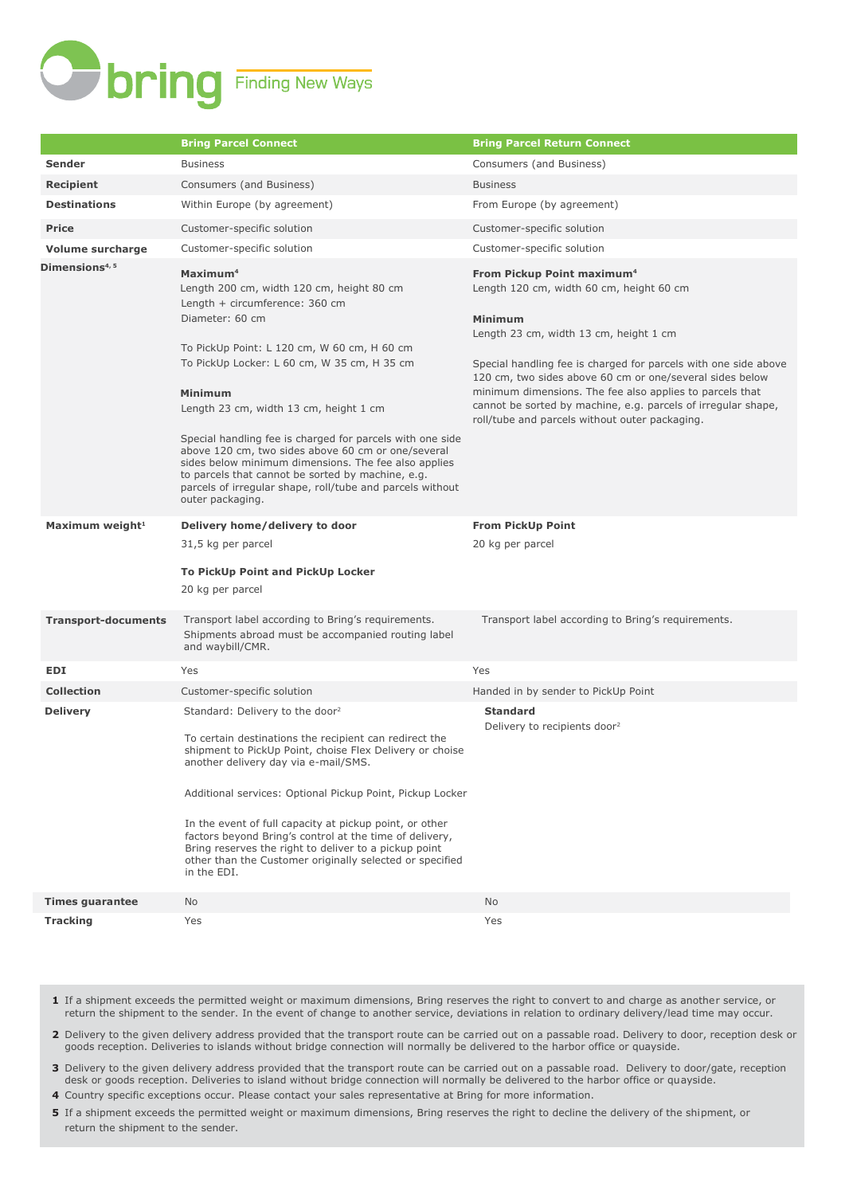| | Bring Parcel Connect | Bring Parcel Return Connect |
|---|---|---|
| **Sender** | Business | Consumers (and Business) |
| **Recipient** | Consumers (and Business) | Business |
| **Destinations** | Within Europe (by agreement) | From Europe (by agreement) |
| **Price** | Customer-specific solution | Customer-specific solution |
| **Volume surcharge** | Customer-specific solution | Customer-specific solution |
| **Dimensions**[4, 5] | **Maximum**[4]<br>Length 200 cm, width 120 cm, height 80 cm<br>Length + circumference: 360 cm<br>Diameter: 60 cm<br><br>To PickUp Point: L 120 cm, W 60 cm, H 60 cm<br>To PickUp Locker: L 60 cm, W 35 cm, H 35 cm<br><br>**Minimum**<br>Length 23 cm, width 13 cm, height 1 cm<br><br>Special handling fee is charged for parcels with one side above 120 cm, two sides above 60 cm or one/several sides below minimum dimensions. The fee also applies to parcels that cannot be sorted by machine, e.g. parcels of irregular shape, roll/tube and parcels without outer packaging. | **From Pickup Point maximum**[4]<br>Length 120 cm, width 60 cm, height 60 cm<br><br>**Minimum**<br>Length 23 cm, width 13 cm, height 1 cm<br><br>Special handling fee is charged for parcels with one side above 120 cm, two sides above 60 cm or one/several sides below minimum dimensions. The fee also applies to parcels that cannot be sorted by machine, e.g. parcels of irregular shape, roll/tube and parcels without outer packaging. |
| **Maximum weight**[1] | **Delivery home/delivery to door**<br>31,5 kg per parcel<br><br>**To PickUp Point and PickUp Locker**<br>20 kg per parcel | **From PickUp Point**<br>20 kg per parcel |
| **Transport-documents** | Transport label according to Bring's requirements.<br>Shipments abroad must be accompanied routing label and waybill/CMR. | Transport label according to Bring's requirements. |
| **EDI** | Yes | Yes |
| **Collection** | Customer-specific solution | Handed in by sender to PickUp Point |
| **Delivery** | Standard: Delivery to the door[2]<br><br>To certain destinations the recipient can redirect the shipment to PickUp Point, choise Flex Delivery or choise another delivery day via e-mail/SMS.<br><br>Additional services: Optional Pickup Point, Pickup Locker<br><br>In the event of full capacity at pickup point, or other factors beyond Bring's control at the time of delivery, Bring reserves the right to deliver to a pickup point other than the Customer originally selected or specified in the EDI. | **Standard**<br>Delivery to recipients door[2] |
| **Times guarantee** | No | No |
| **Tracking** | Yes | Yes |

1. If a shipment exceeds the permitted weight or maximum dimensions, Bring reserves the right to convert to and charge as another service, or return the shipment to the sender. In the event of change to another service, deviations in relation to ordinary delivery/lead time may occur.
2. Delivery to the given delivery address provided that the transport route can be carried out on a passable road. Delivery to door, reception desk or goods reception. Deliveries to islands without bridge connection will normally be delivered to the harbor office or quayside.
3. Delivery to the given delivery address provided that the transport route can be carried out on a passable road. Delivery to door/gate, reception desk or goods reception. Deliveries to island without bridge connection will normally be delivered to the harbor office or quayside.
4. Country specific exceptions occur. Please contact your sales representative at Bring for more information.
5. If a shipment exceeds the permitted weight or maximum dimensions, Bring reserves the right to decline the delivery of the shipment, or return the shipment to the sender.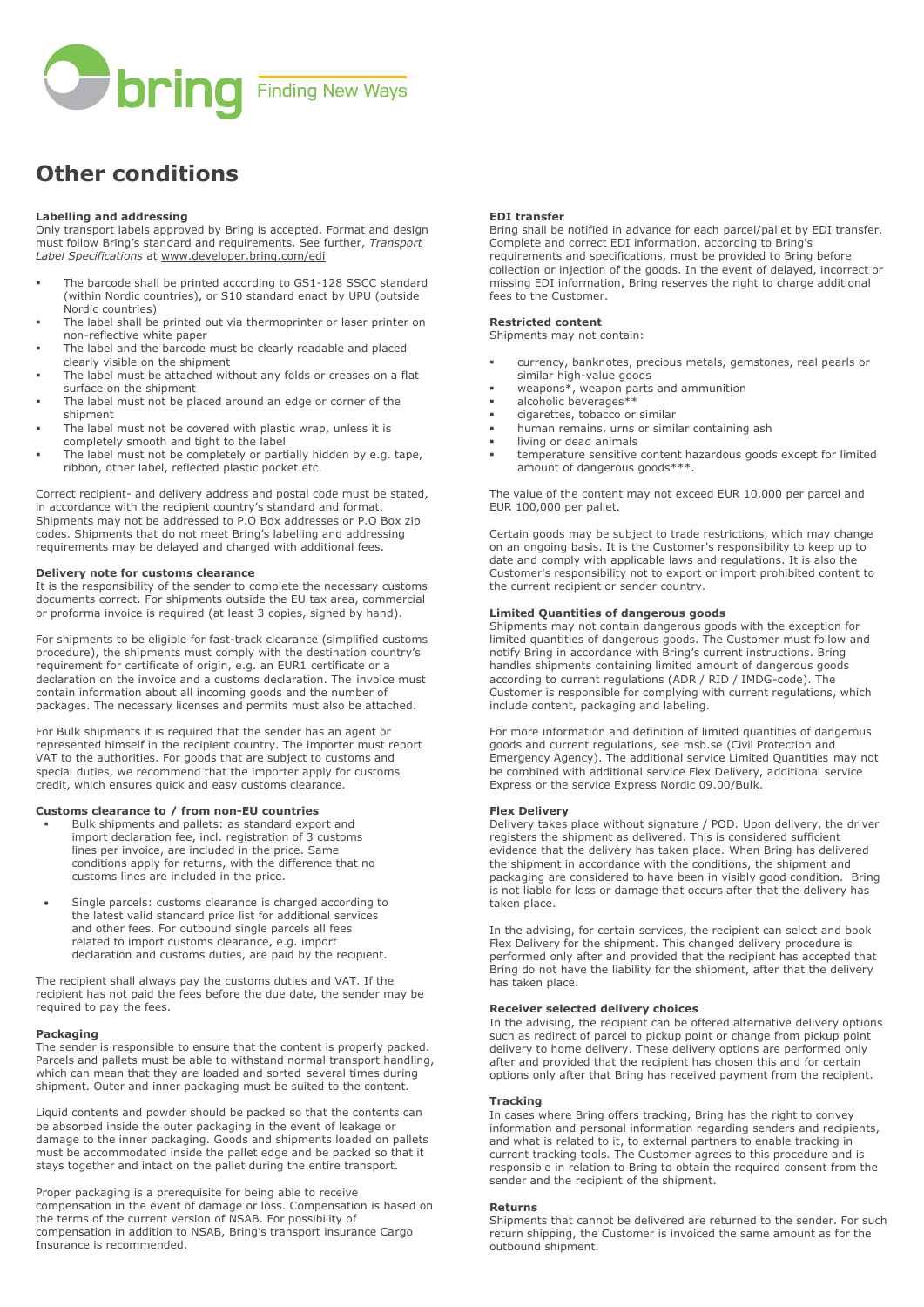# Other conditions

### Labelling and addressing

Only transport labels approved by Bring is accepted. Format and design must follow Bring's standard and requirements. See further, *Transport Label Specifications* at www.developer.bring.com/edi

- The barcode shall be printed according to GS1-128 SSCC standard (within Nordic countries), or S10 standard enact by UPU (outside Nordic countries)
- The label shall be printed out via thermoprinter or laser printer on non-reflective white paper
- The label and the barcode must be clearly readable and placed clearly visible on the shipment
- The label must be attached without any folds or creases on a flat surface on the shipment
- The label must not be placed around an edge or corner of the shipment
- The label must not be covered with plastic wrap, unless it is completely smooth and tight to the label
- The label must not be completely or partially hidden by e.g. tape, ribbon, other label, reflected plastic pocket etc.

Correct recipient- and delivery address and postal code must be stated, in accordance with the recipient country's standard and format. Shipments may not be addressed to P.O Box addresses or P.O Box zip codes. Shipments that do not meet Bring's labelling and addressing requirements may be delayed and charged with additional fees.

### Delivery note for customs clearance

It is the responsibility of the sender to complete the necessary customs documents correct. For shipments outside the EU tax area, commercial or proforma invoice is required (at least 3 copies, signed by hand).

For shipments to be eligible for fast-track clearance (simplified customs procedure), the shipments must comply with the destination country's requirement for certificate of origin, e.g. an EUR1 certificate or a declaration on the invoice and a customs declaration. The invoice must contain information about all incoming goods and the number of packages. The necessary licenses and permits must also be attached.

For Bulk shipments it is required that the sender has an agent or represented himself in the recipient country. The importer must report VAT to the authorities. For goods that are subject to customs and special duties, we recommend that the importer apply for customs credit, which ensures quick and easy customs clearance.

### Customs clearance to / from non-EU countries

- Bulk shipments and pallets: as standard export and import declaration fee, incl. registration of 3 customs lines per invoice, are included in the price. Same conditions apply for returns, with the difference that no customs lines are included in the price.
- Single parcels: customs clearance is charged according to the latest valid standard price list for additional services and other fees. For outbound single parcels all fees related to import customs clearance, e.g. import declaration and customs duties, are paid by the recipient.

The recipient shall always pay the customs duties and VAT. If the recipient has not paid the fees before the due date, the sender may be required to pay the fees.

### Packaging

The sender is responsible to ensure that the content is properly packed. Parcels and pallets must be able to withstand normal transport handling, which can mean that they are loaded and sorted several times during shipment. Outer and inner packaging must be suited to the content.

Liquid contents and powder should be packed so that the contents can be absorbed inside the outer packaging in the event of leakage or damage to the inner packaging. Goods and shipments loaded on pallets must be accommodated inside the pallet edge and be packed so that it stays together and intact on the pallet during the entire transport.

Proper packaging is a prerequisite for being able to receive compensation in the event of damage or loss. Compensation is based on the terms of the current version of NSAB. For possibility of compensation in addition to NSAB, Bring's transport insurance Cargo Insurance is recommended.

### EDI transfer

Bring shall be notified in advance for each parcel/pallet by EDI transfer. Complete and correct EDI information, according to Bring's requirements and specifications, must be provided to Bring before collection or injection of the goods. In the event of delayed, incorrect or missing EDI information, Bring reserves the right to charge additional fees to the Customer.

### Restricted content

Shipments may not contain:

- currency, banknotes, precious metals, gemstones, real pearls or similar high-value goods
- weapons*, weapon parts and ammunition
- alcoholic beverages**
- cigarettes, tobacco or similar
- human remains, urns or similar containing ash
- living or dead animals
- temperature sensitive content hazardous goods except for limited amount of dangerous goods***.

The value of the content may not exceed EUR 10,000 per parcel and EUR 100,000 per pallet.

Certain goods may be subject to trade restrictions, which may change on an ongoing basis. It is the Customer's responsibility to keep up to date and comply with applicable laws and regulations. It is also the Customer's responsibility not to export or import prohibited content to the current recipient or sender country.

### Limited Quantities of dangerous goods

Shipments may not contain dangerous goods with the exception for limited quantities of dangerous goods. The Customer must follow and notify Bring in accordance with Bring's current instructions. Bring handles shipments containing limited amount of dangerous goods according to current regulations (ADR / RID / IMDG-code). The Customer is responsible for complying with current regulations, which include content, packaging and labeling.

For more information and definition of limited quantities of dangerous goods and current regulations, see msb.se (Civil Protection and Emergency Agency). The additional service Limited Quantities may not be combined with additional service Flex Delivery, additional service Express or the service Express Nordic 09.00/Bulk.

### Flex Delivery

Delivery takes place without signature / POD. Upon delivery, the driver registers the shipment as delivered. This is considered sufficient evidence that the delivery has taken place. When Bring has delivered the shipment in accordance with the conditions, the shipment and packaging are considered to have been in visibly good condition. Bring is not liable for loss or damage that occurs after that the delivery has taken place.

In the advising, for certain services, the recipient can select and book Flex Delivery for the shipment. This changed delivery procedure is performed only after and provided that the recipient has accepted that Bring do not have the liability for the shipment, after that the delivery has taken place.

### Receiver selected delivery choices

In the advising, the recipient can be offered alternative delivery options such as redirect of parcel to pickup point or change from pickup point delivery to home delivery. These delivery options are performed only after and provided that the recipient has chosen this and for certain options only after that Bring has received payment from the recipient.

### Tracking

In cases where Bring offers tracking, Bring has the right to convey information and personal information regarding senders and recipients, and what is related to it, to external partners to enable tracking in current tracking tools. The Customer agrees to this procedure and is responsible in relation to Bring to obtain the required consent from the sender and the recipient of the shipment.

### Returns

Shipments that cannot be delivered are returned to the sender. For such return shipping, the Customer is invoiced the same amount as for the outbound shipment.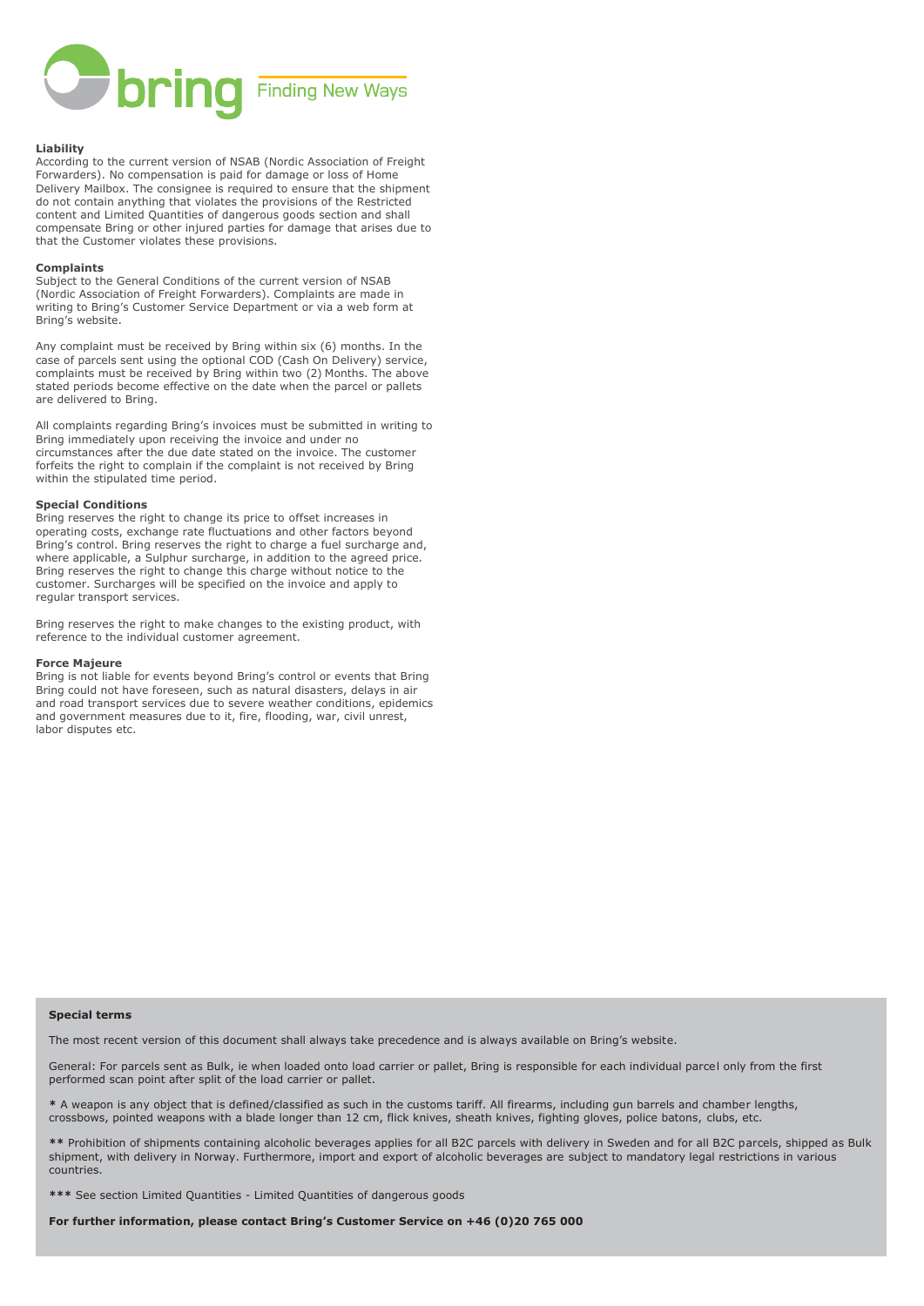**Liability**
According to the current version of NSAB (Nordic Association of Freight Forwarders). No compensation is paid for damage or loss of Home Delivery Mailbox. The consignee is required to ensure that the shipment do not contain anything that violates the provisions of the Restricted content and Limited Quantities of dangerous goods section and shall compensate Bring or other injured parties for damage that arises due to that the Customer violates these provisions.

**Complaints**
Subject to the General Conditions of the current version of NSAB (Nordic Association of Freight Forwarders). Complaints are made in writing to Bring's Customer Service Department or via a web form at Bring's website.

Any complaint must be received by Bring within six (6) months. In the case of parcels sent using the optional COD (Cash On Delivery) service, complaints must be received by Bring within two (2) Months. The above stated periods become effective on the date when the parcel or pallets are delivered to Bring.

All complaints regarding Bring's invoices must be submitted in writing to Bring immediately upon receiving the invoice and under no circumstances after the due date stated on the invoice. The customer forfeits the right to complain if the complaint is not received by Bring within the stipulated time period.

**Special Conditions**
Bring reserves the right to change its price to offset increases in operating costs, exchange rate fluctuations and other factors beyond Bring's control. Bring reserves the right to charge a fuel surcharge and, where applicable, a Sulphur surcharge, in addition to the agreed price. Bring reserves the right to change this charge without notice to the customer. Surcharges will be specified on the invoice and apply to regular transport services.

Bring reserves the right to make changes to the existing product, with reference to the individual customer agreement.

**Force Majeure**
Bring is not liable for events beyond Bring's control or events that Bring Bring could not have foreseen, such as natural disasters, delays in air and road transport services due to severe weather conditions, epidemics and government measures due to it, fire, flooding, war, civil unrest, labor disputes etc.

**Special terms**

The most recent version of this document shall always take precedence and is always available on Bring's website.

General: For parcels sent as Bulk, ie when loaded onto load carrier or pallet, Bring is responsible for each individual parcel only from the first performed scan point after split of the load carrier or pallet.

**\*** A weapon is any object that is defined/classified as such in the customs tariff. All firearms, including gun barrels and chamber lengths, crossbows, pointed weapons with a blade longer than 12 cm, flick knives, sheath knives, fighting gloves, police batons, clubs, etc.

**\*\*** Prohibition of shipments containing alcoholic beverages applies for all B2C parcels with delivery in Sweden and for all B2C parcels, shipped as Bulk shipment, with delivery in Norway. Furthermore, import and export of alcoholic beverages are subject to mandatory legal restrictions in various countries.

**\*\*\*** See section Limited Quantities - Limited Quantities of dangerous goods

**For further information, please contact Bring's Customer Service on +46 (0)20 765 000**